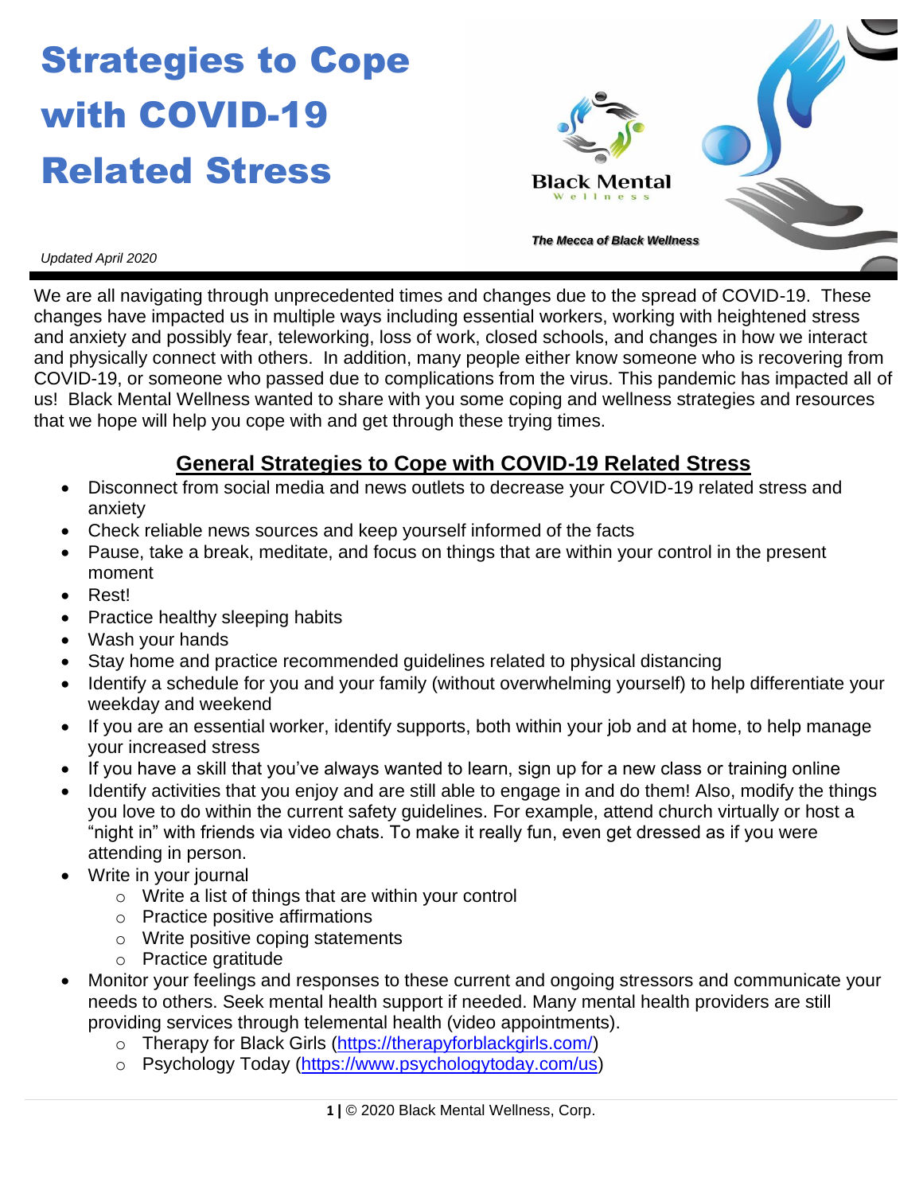# Strategies to Cope with COVID-19 Related Stress

Black Mental Wellness

*The Mecca of Black Wellness*

*Updated April 2020*

We are all navigating through unprecedented times and changes due to the spread of COVID-19. These changes have impacted us in multiple ways including essential workers, working with heightened stress and anxiety and possibly fear, teleworking, loss of work, closed schools, and changes in how we interact and physically connect with others. In addition, many people either know someone who is recovering from COVID-19, or someone who passed due to complications from the virus. This pandemic has impacted all of us! Black Mental Wellness wanted to share with you some coping and wellness strategies and resources that we hope will help you cope with and get through these trying times.

## General Strategies to Cope with COVID-19 Related Stress

- Disconnect from social media and news outlets to decrease your COVID-19 related stress and anxiety
- Check reliable news sources and keep yourself informed of the facts
- Pause, take a break, meditate, and focus on things that are within your control in the present moment
- Rest!
- Practice healthy sleeping habits
- Wash your hands
- Stay home and practice recommended guidelines related to physical distancing
- Identify a schedule for you and your family (without overwhelming yourself) to help differentiate your weekday and weekend
- If you are an essential worker, identify supports, both within your job and at home, to help manage your increased stress
- If you have a skill that you've always wanted to learn, sign up for a new class or training online
- Identify activities that you enjoy and are still able to engage in and do them! Also, modify the things you love to do within the current safety guidelines. For example, attend church virtually or host a "night in" with friends via video chats. To make it really fun, even get dressed as if you were attending in person.
- Write in your journal
  - Write a list of things that are within your control
  - Practice positive affirmations
  - Write positive coping statements
  - Practice gratitude
- Monitor your feelings and responses to these current and ongoing stressors and communicate your needs to others. Seek mental health support if needed. Many mental health providers are still providing services through telemental health (video appointments).
  - Therapy for Black Girls (https://therapyforblackgirls.com/)
  - Psychology Today (https://www.psychologytoday.com/us)

© 2020 Black Mental Wellness, Corp.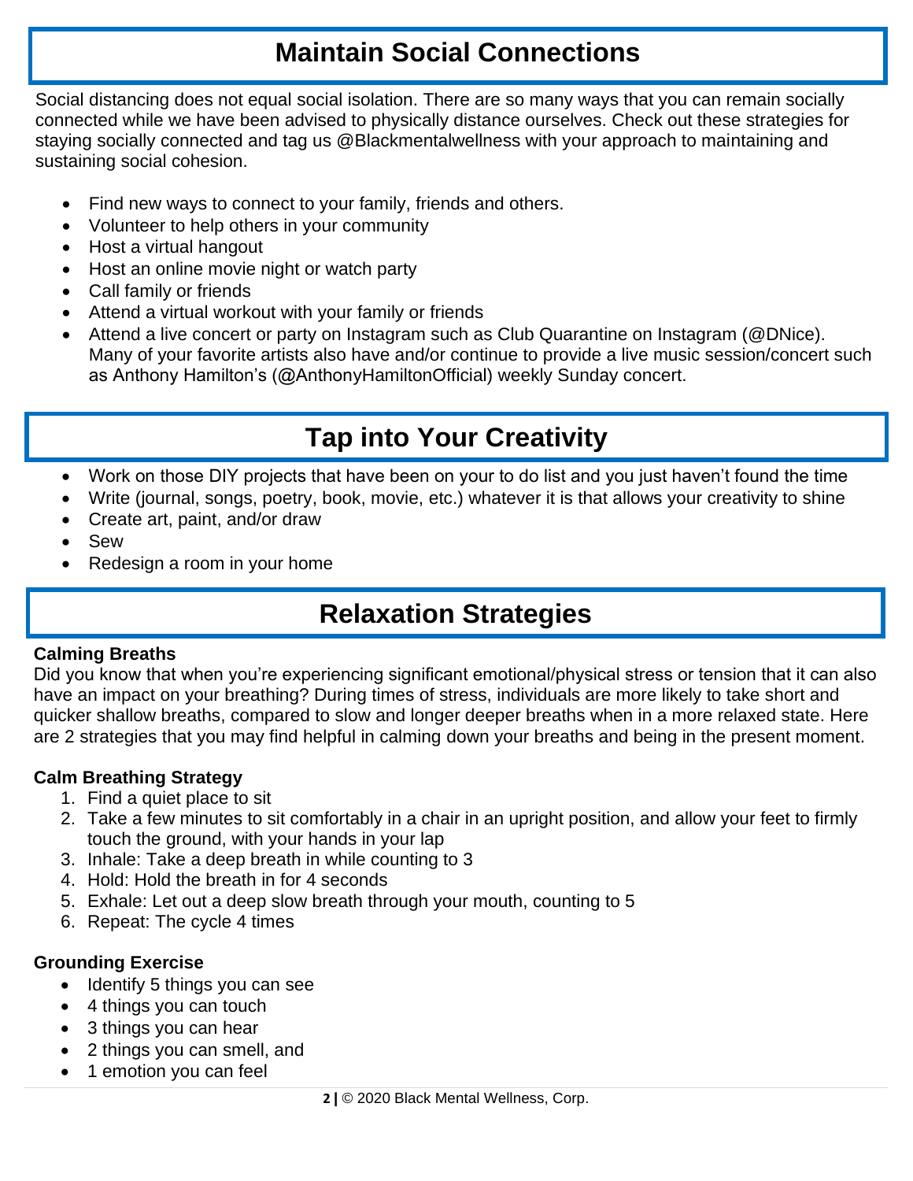## Maintain Social Connections

Social distancing does not equal social isolation. There are so many ways that you can remain socially connected while we have been advised to physically distance ourselves. Check out these strategies for staying socially connected and tag us @Blackmentalwellness with your approach to maintaining and sustaining social cohesion.

- Find new ways to connect to your family, friends and others.
- Volunteer to help others in your community
- Host a virtual hangout
- Host an online movie night or watch party
- Call family or friends
- Attend a virtual workout with your family or friends
- Attend a live concert or party on Instagram such as Club Quarantine on Instagram (@DNice). Many of your favorite artists also have and/or continue to provide a live music session/concert such as Anthony Hamilton's (@AnthonyHamiltonOfficial) weekly Sunday concert.

## Tap into Your Creativity

- Work on those DIY projects that have been on your to do list and you just haven't found the time
- Write (journal, songs, poetry, book, movie, etc.) whatever it is that allows your creativity to shine
- Create art, paint, and/or draw
- Sew
- Redesign a room in your home

## Relaxation Strategies

**Calming Breaths**

Did you know that when you're experiencing significant emotional/physical stress or tension that it can also have an impact on your breathing? During times of stress, individuals are more likely to take short and quicker shallow breaths, compared to slow and longer deeper breaths when in a more relaxed state. Here are 2 strategies that you may find helpful in calming down your breaths and being in the present moment.

**Calm Breathing Strategy**

1. Find a quiet place to sit
2. Take a few minutes to sit comfortably in a chair in an upright position, and allow your feet to firmly touch the ground, with your hands in your lap
3. Inhale: Take a deep breath in while counting to 3
4. Hold: Hold the breath in for 4 seconds
5. Exhale: Let out a deep slow breath through your mouth, counting to 5
6. Repeat: The cycle 4 times

**Grounding Exercise**

- Identify 5 things you can see
- 4 things you can touch
- 3 things you can hear
- 2 things you can smell, and
- 1 emotion you can feel

© 2020 Black Mental Wellness, Corp.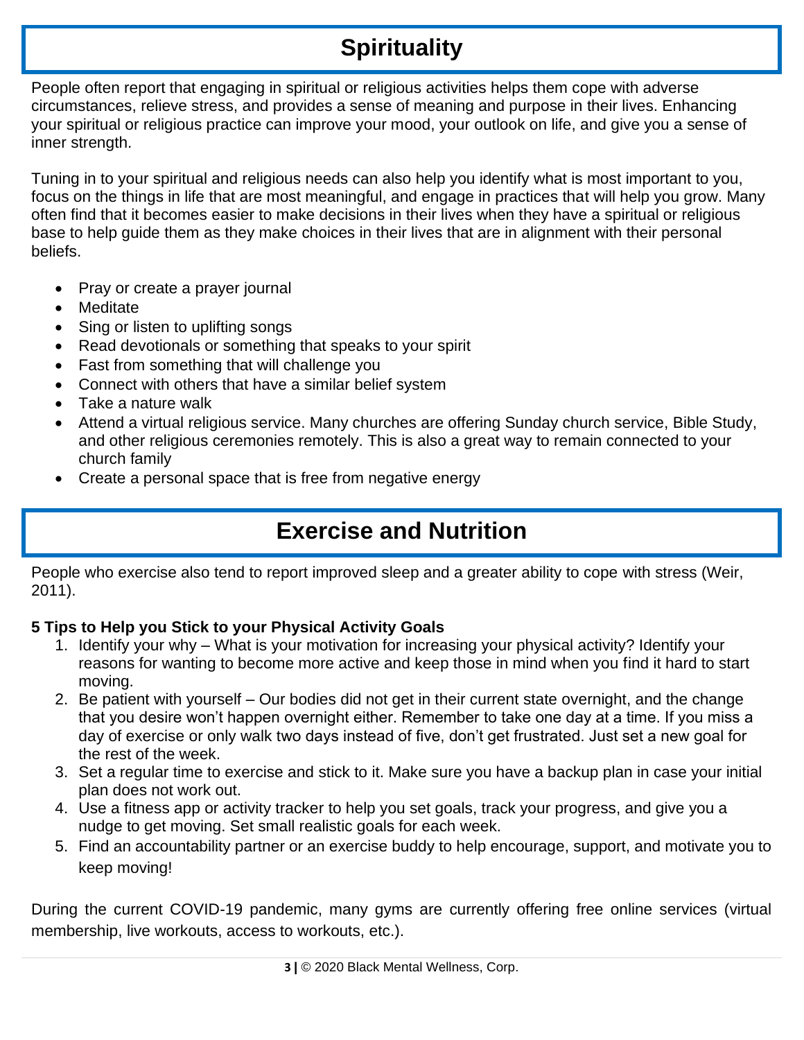## Spirituality

People often report that engaging in spiritual or religious activities helps them cope with adverse circumstances, relieve stress, and provides a sense of meaning and purpose in their lives. Enhancing your spiritual or religious practice can improve your mood, your outlook on life, and give you a sense of inner strength.

Tuning in to your spiritual and religious needs can also help you identify what is most important to you, focus on the things in life that are most meaningful, and engage in practices that will help you grow. Many often find that it becomes easier to make decisions in their lives when they have a spiritual or religious base to help guide them as they make choices in their lives that are in alignment with their personal beliefs.

- Pray or create a prayer journal
- Meditate
- Sing or listen to uplifting songs
- Read devotionals or something that speaks to your spirit
- Fast from something that will challenge you
- Connect with others that have a similar belief system
- Take a nature walk
- Attend a virtual religious service. Many churches are offering Sunday church service, Bible Study, and other religious ceremonies remotely. This is also a great way to remain connected to your church family
- Create a personal space that is free from negative energy

## Exercise and Nutrition

People who exercise also tend to report improved sleep and a greater ability to cope with stress (Weir, 2011).

**5 Tips to Help you Stick to your Physical Activity Goals**

1. Identify your why – What is your motivation for increasing your physical activity? Identify your reasons for wanting to become more active and keep those in mind when you find it hard to start moving.
2. Be patient with yourself – Our bodies did not get in their current state overnight, and the change that you desire won't happen overnight either. Remember to take one day at a time. If you miss a day of exercise or only walk two days instead of five, don't get frustrated. Just set a new goal for the rest of the week.
3. Set a regular time to exercise and stick to it. Make sure you have a backup plan in case your initial plan does not work out.
4. Use a fitness app or activity tracker to help you set goals, track your progress, and give you a nudge to get moving. Set small realistic goals for each week.
5. Find an accountability partner or an exercise buddy to help encourage, support, and motivate you to keep moving!

During the current COVID-19 pandemic, many gyms are currently offering free online services (virtual membership, live workouts, access to workouts, etc.).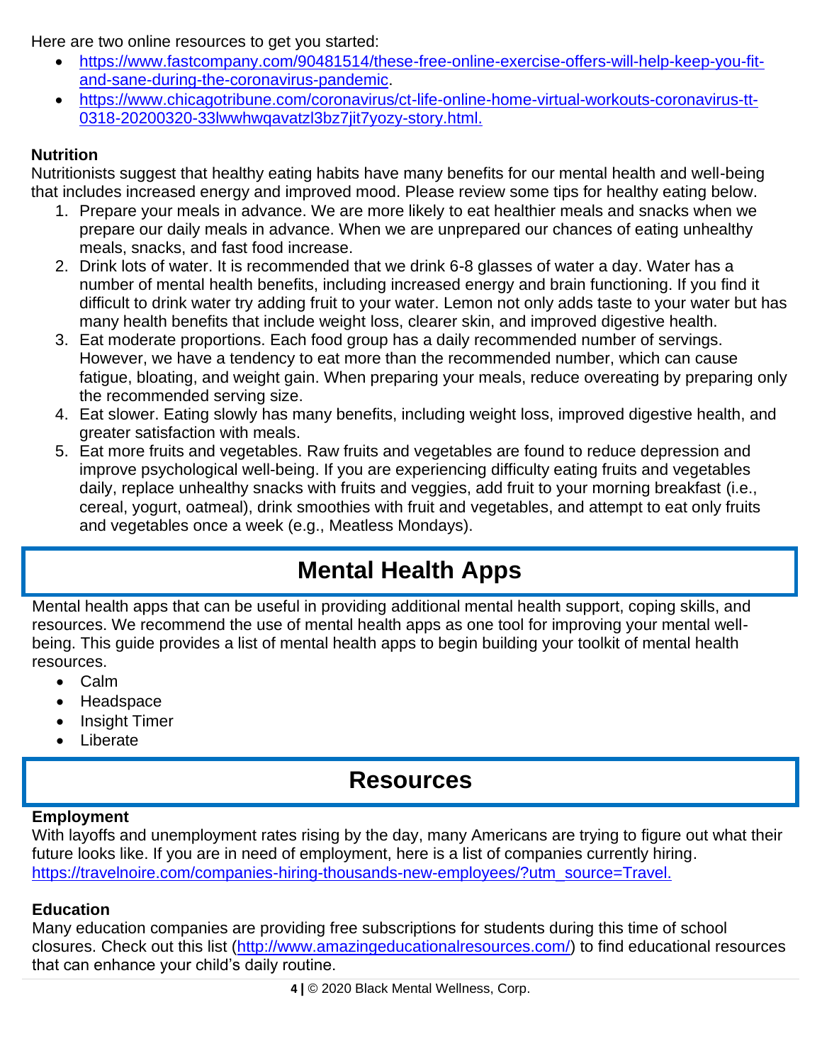Here are two online resources to get you started:

- https://www.fastcompany.com/90481514/these-free-online-exercise-offers-will-help-keep-you-fit-and-sane-during-the-coronavirus-pandemic.
- https://www.chicagotribune.com/coronavirus/ct-life-online-home-virtual-workouts-coronavirus-tt-0318-20200320-33lwwhwqavatzl3bz7jit7yozy-story.html.

**Nutrition**

Nutritionists suggest that healthy eating habits have many benefits for our mental health and well-being that includes increased energy and improved mood. Please review some tips for healthy eating below.

1. Prepare your meals in advance. We are more likely to eat healthier meals and snacks when we prepare our daily meals in advance. When we are unprepared our chances of eating unhealthy meals, snacks, and fast food increase.
2. Drink lots of water. It is recommended that we drink 6-8 glasses of water a day. Water has a number of mental health benefits, including increased energy and brain functioning. If you find it difficult to drink water try adding fruit to your water. Lemon not only adds taste to your water but has many health benefits that include weight loss, clearer skin, and improved digestive health.
3. Eat moderate proportions. Each food group has a daily recommended number of servings. However, we have a tendency to eat more than the recommended number, which can cause fatigue, bloating, and weight gain. When preparing your meals, reduce overeating by preparing only the recommended serving size.
4. Eat slower. Eating slowly has many benefits, including weight loss, improved digestive health, and greater satisfaction with meals.
5. Eat more fruits and vegetables. Raw fruits and vegetables are found to reduce depression and improve psychological well-being. If you are experiencing difficulty eating fruits and vegetables daily, replace unhealthy snacks with fruits and veggies, add fruit to your morning breakfast (i.e., cereal, yogurt, oatmeal), drink smoothies with fruit and vegetables, and attempt to eat only fruits and vegetables once a week (e.g., Meatless Mondays).

# Mental Health Apps

Mental health apps that can be useful in providing additional mental health support, coping skills, and resources. We recommend the use of mental health apps as one tool for improving your mental well-being. This guide provides a list of mental health apps to begin building your toolkit of mental health resources.

- Calm
- Headspace
- Insight Timer
- Liberate

# Resources

**Employment**

With layoffs and unemployment rates rising by the day, many Americans are trying to figure out what their future looks like. If you are in need of employment, here is a list of companies currently hiring. https://travelnoire.com/companies-hiring-thousands-new-employees/?utm_source=Travel.

**Education**

Many education companies are providing free subscriptions for students during this time of school closures. Check out this list (http://www.amazingeducationalresources.com/) to find educational resources that can enhance your child's daily routine.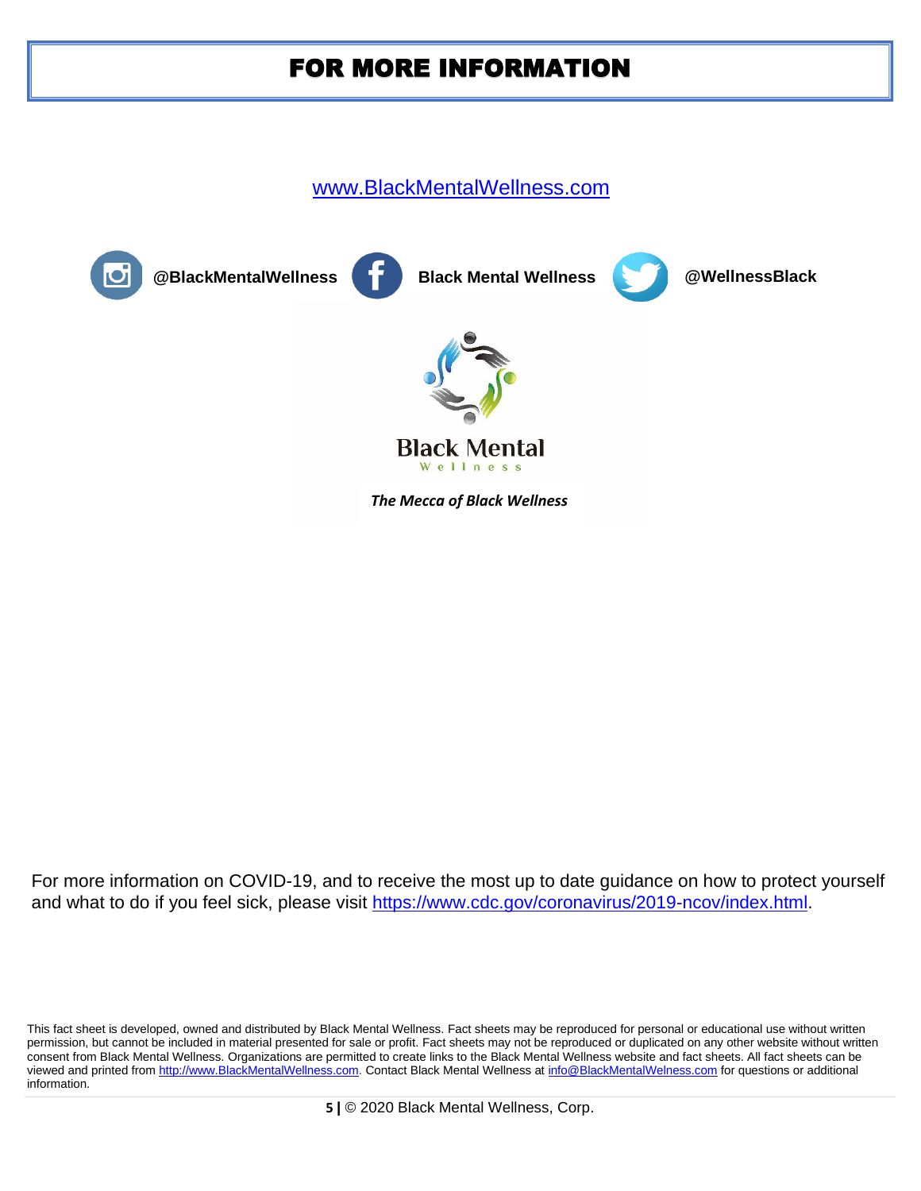# FOR MORE INFORMATION

www.BlackMentalWellness.com

**@BlackMentalWellness** **Black Mental Wellness** **@WellnessBlack**

Black Mental
Wellness

***The Mecca of Black Wellness***

For more information on COVID-19, and to receive the most up to date guidance on how to protect yourself and what to do if you feel sick, please visit https://www.cdc.gov/coronavirus/2019-ncov/index.html.

This fact sheet is developed, owned and distributed by Black Mental Wellness. Fact sheets may be reproduced for personal or educational use without written permission, but cannot be included in material presented for sale or profit. Fact sheets may not be reproduced or duplicated on any other website without written consent from Black Mental Wellness. Organizations are permitted to create links to the Black Mental Wellness website and fact sheets. All fact sheets can be viewed and printed from http://www.BlackMentalWellness.com. Contact Black Mental Wellness at info@BlackMentalWelness.com for questions or additional information.

© 2020 Black Mental Wellness, Corp.